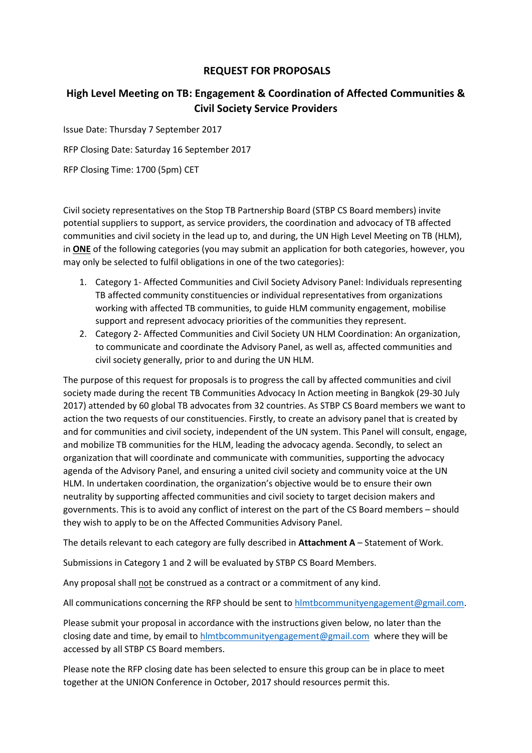# REQUEST FOR PROPOSALS

## High Level Meeting on TB: Engagement & Coordination of Affected Communities & Civil Society Service Providers

Issue Date: Thursday 7 September 2017

RFP Closing Date: Saturday 16 September 2017

RFP Closing Time: 1700 (5pm) CET

Civil society representatives on the Stop TB Partnership Board (STBP CS Board members) invite potential suppliers to support, as service providers, the coordination and advocacy of TB affected communities and civil society in the lead up to, and during, the UN High Level Meeting on TB (HLM), in **ONE** of the following categories (you may submit an application for both categories, however, you may only be selected to fulfil obligations in one of the two categories):

1. Category 1- Affected Communities and Civil Society Advisory Panel: Individuals representing TB affected community constituencies or individual representatives from organizations working with affected TB communities, to guide HLM community engagement, mobilise support and represent advocacy priorities of the communities they represent.
2. Category 2- Affected Communities and Civil Society UN HLM Coordination: An organization, to communicate and coordinate the Advisory Panel, as well as, affected communities and civil society generally, prior to and during the UN HLM.

The purpose of this request for proposals is to progress the call by affected communities and civil society made during the recent TB Communities Advocacy In Action meeting in Bangkok (29-30 July 2017) attended by 60 global TB advocates from 32 countries. As STBP CS Board members we want to action the two requests of our constituencies. Firstly, to create an advisory panel that is created by and for communities and civil society, independent of the UN system. This Panel will consult, engage, and mobilize TB communities for the HLM, leading the advocacy agenda. Secondly, to select an organization that will coordinate and communicate with communities, supporting the advocacy agenda of the Advisory Panel, and ensuring a united civil society and community voice at the UN HLM. In undertaken coordination, the organization's objective would be to ensure their own neutrality by supporting affected communities and civil society to target decision makers and governments. This is to avoid any conflict of interest on the part of the CS Board members – should they wish to apply to be on the Affected Communities Advisory Panel.

The details relevant to each category are fully described in **Attachment A** – Statement of Work.

Submissions in Category 1 and 2 will be evaluated by STBP CS Board Members.

Any proposal shall not be construed as a contract or a commitment of any kind.

All communications concerning the RFP should be sent to hlmtbcommunityengagement@gmail.com.

Please submit your proposal in accordance with the instructions given below, no later than the closing date and time, by email to hlmtbcommunityengagement@gmail.com where they will be accessed by all STBP CS Board members.

Please note the RFP closing date has been selected to ensure this group can be in place to meet together at the UNION Conference in October, 2017 should resources permit this.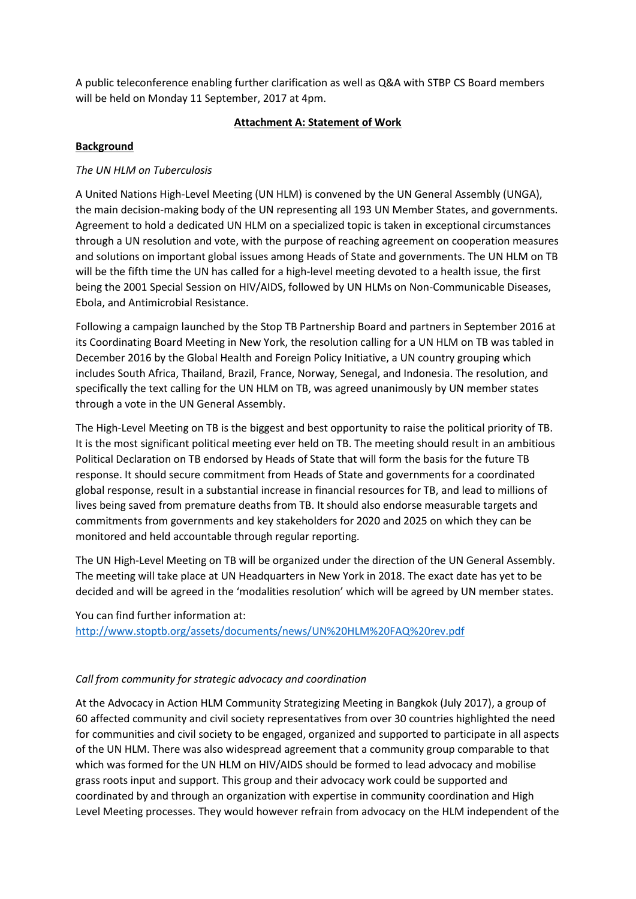A public teleconference enabling further clarification as well as Q&A with STBP CS Board members will be held on Monday 11 September, 2017 at 4pm.

## Attachment A: Statement of Work

### Background

*The UN HLM on Tuberculosis*

A United Nations High-Level Meeting (UN HLM) is convened by the UN General Assembly (UNGA), the main decision-making body of the UN representing all 193 UN Member States, and governments. Agreement to hold a dedicated UN HLM on a specialized topic is taken in exceptional circumstances through a UN resolution and vote, with the purpose of reaching agreement on cooperation measures and solutions on important global issues among Heads of State and governments. The UN HLM on TB will be the fifth time the UN has called for a high-level meeting devoted to a health issue, the first being the 2001 Special Session on HIV/AIDS, followed by UN HLMs on Non-Communicable Diseases, Ebola, and Antimicrobial Resistance.

Following a campaign launched by the Stop TB Partnership Board and partners in September 2016 at its Coordinating Board Meeting in New York, the resolution calling for a UN HLM on TB was tabled in December 2016 by the Global Health and Foreign Policy Initiative, a UN country grouping which includes South Africa, Thailand, Brazil, France, Norway, Senegal, and Indonesia. The resolution, and specifically the text calling for the UN HLM on TB, was agreed unanimously by UN member states through a vote in the UN General Assembly.

The High-Level Meeting on TB is the biggest and best opportunity to raise the political priority of TB. It is the most significant political meeting ever held on TB. The meeting should result in an ambitious Political Declaration on TB endorsed by Heads of State that will form the basis for the future TB response. It should secure commitment from Heads of State and governments for a coordinated global response, result in a substantial increase in financial resources for TB, and lead to millions of lives being saved from premature deaths from TB. It should also endorse measurable targets and commitments from governments and key stakeholders for 2020 and 2025 on which they can be monitored and held accountable through regular reporting.

The UN High-Level Meeting on TB will be organized under the direction of the UN General Assembly. The meeting will take place at UN Headquarters in New York in 2018. The exact date has yet to be decided and will be agreed in the 'modalities resolution' which will be agreed by UN member states.

You can find further information at:
http://www.stoptb.org/assets/documents/news/UN%20HLM%20FAQ%20rev.pdf

*Call from community for strategic advocacy and coordination*

At the Advocacy in Action HLM Community Strategizing Meeting in Bangkok (July 2017), a group of 60 affected community and civil society representatives from over 30 countries highlighted the need for communities and civil society to be engaged, organized and supported to participate in all aspects of the UN HLM. There was also widespread agreement that a community group comparable to that which was formed for the UN HLM on HIV/AIDS should be formed to lead advocacy and mobilise grass roots input and support. This group and their advocacy work could be supported and coordinated by and through an organization with expertise in community coordination and High Level Meeting processes. They would however refrain from advocacy on the HLM independent of the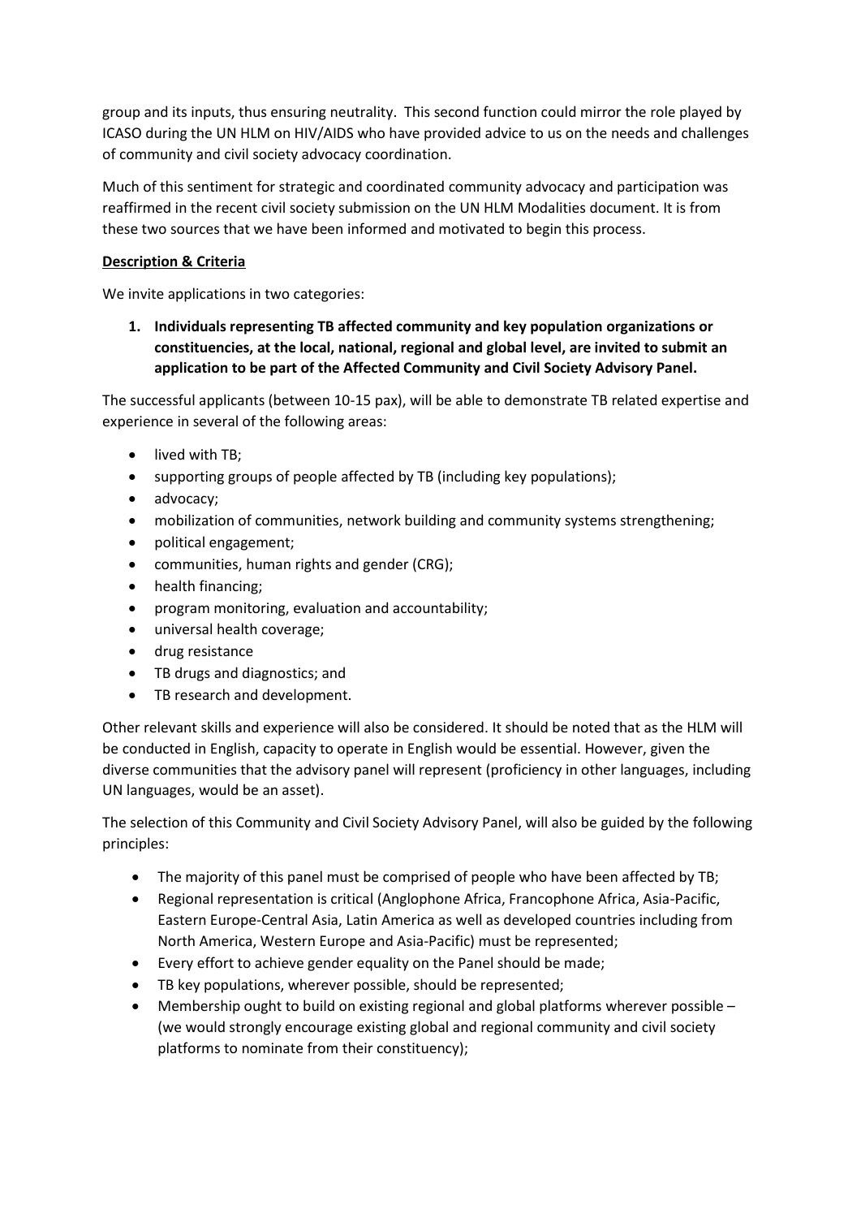group and its inputs, thus ensuring neutrality. This second function could mirror the role played by ICASO during the UN HLM on HIV/AIDS who have provided advice to us on the needs and challenges of community and civil society advocacy coordination.

Much of this sentiment for strategic and coordinated community advocacy and participation was reaffirmed in the recent civil society submission on the UN HLM Modalities document. It is from these two sources that we have been informed and motivated to begin this process.

**Description & Criteria**

We invite applications in two categories:

1. **Individuals representing TB affected community and key population organizations or constituencies, at the local, national, regional and global level, are invited to submit an application to be part of the Affected Community and Civil Society Advisory Panel.**

The successful applicants (between 10-15 pax), will be able to demonstrate TB related expertise and experience in several of the following areas:

- lived with TB;
- supporting groups of people affected by TB (including key populations);
- advocacy;
- mobilization of communities, network building and community systems strengthening;
- political engagement;
- communities, human rights and gender (CRG);
- health financing;
- program monitoring, evaluation and accountability;
- universal health coverage;
- drug resistance
- TB drugs and diagnostics; and
- TB research and development.

Other relevant skills and experience will also be considered. It should be noted that as the HLM will be conducted in English, capacity to operate in English would be essential. However, given the diverse communities that the advisory panel will represent (proficiency in other languages, including UN languages, would be an asset).

The selection of this Community and Civil Society Advisory Panel, will also be guided by the following principles:

- The majority of this panel must be comprised of people who have been affected by TB;
- Regional representation is critical (Anglophone Africa, Francophone Africa, Asia-Pacific, Eastern Europe-Central Asia, Latin America as well as developed countries including from North America, Western Europe and Asia-Pacific) must be represented;
- Every effort to achieve gender equality on the Panel should be made;
- TB key populations, wherever possible, should be represented;
- Membership ought to build on existing regional and global platforms wherever possible – (we would strongly encourage existing global and regional community and civil society platforms to nominate from their constituency);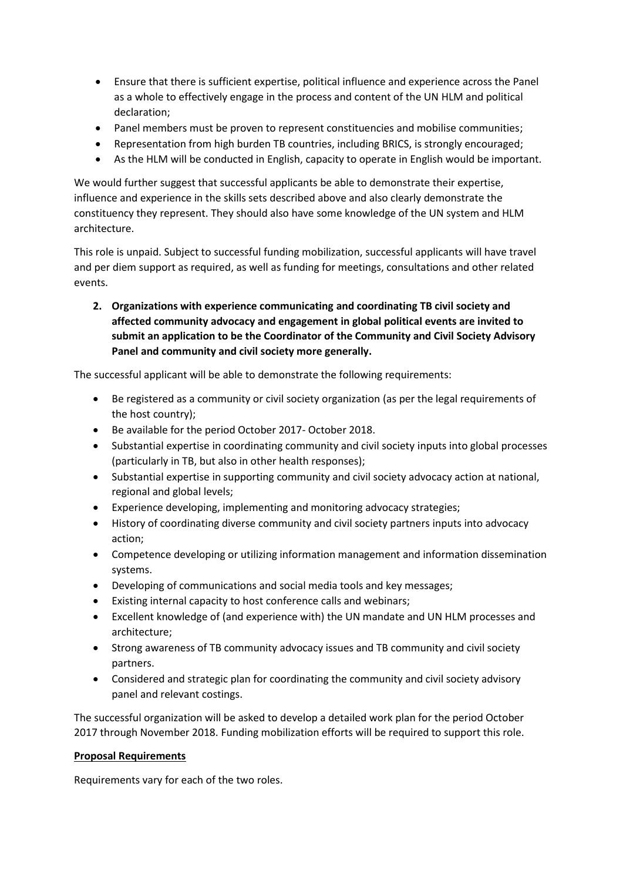- Ensure that there is sufficient expertise, political influence and experience across the Panel as a whole to effectively engage in the process and content of the UN HLM and political declaration;
- Panel members must be proven to represent constituencies and mobilise communities;
- Representation from high burden TB countries, including BRICS, is strongly encouraged;
- As the HLM will be conducted in English, capacity to operate in English would be important.

We would further suggest that successful applicants be able to demonstrate their expertise, influence and experience in the skills sets described above and also clearly demonstrate the constituency they represent. They should also have some knowledge of the UN system and HLM architecture.

This role is unpaid. Subject to successful funding mobilization, successful applicants will have travel and per diem support as required, as well as funding for meetings, consultations and other related events.

2. **Organizations with experience communicating and coordinating TB civil society and affected community advocacy and engagement in global political events are invited to submit an application to be the Coordinator of the Community and Civil Society Advisory Panel and community and civil society more generally.**

The successful applicant will be able to demonstrate the following requirements:

- Be registered as a community or civil society organization (as per the legal requirements of the host country);
- Be available for the period October 2017- October 2018.
- Substantial expertise in coordinating community and civil society inputs into global processes (particularly in TB, but also in other health responses);
- Substantial expertise in supporting community and civil society advocacy action at national, regional and global levels;
- Experience developing, implementing and monitoring advocacy strategies;
- History of coordinating diverse community and civil society partners inputs into advocacy action;
- Competence developing or utilizing information management and information dissemination systems.
- Developing of communications and social media tools and key messages;
- Existing internal capacity to host conference calls and webinars;
- Excellent knowledge of (and experience with) the UN mandate and UN HLM processes and architecture;
- Strong awareness of TB community advocacy issues and TB community and civil society partners.
- Considered and strategic plan for coordinating the community and civil society advisory panel and relevant costings.

The successful organization will be asked to develop a detailed work plan for the period October 2017 through November 2018. Funding mobilization efforts will be required to support this role.

**Proposal Requirements**

Requirements vary for each of the two roles.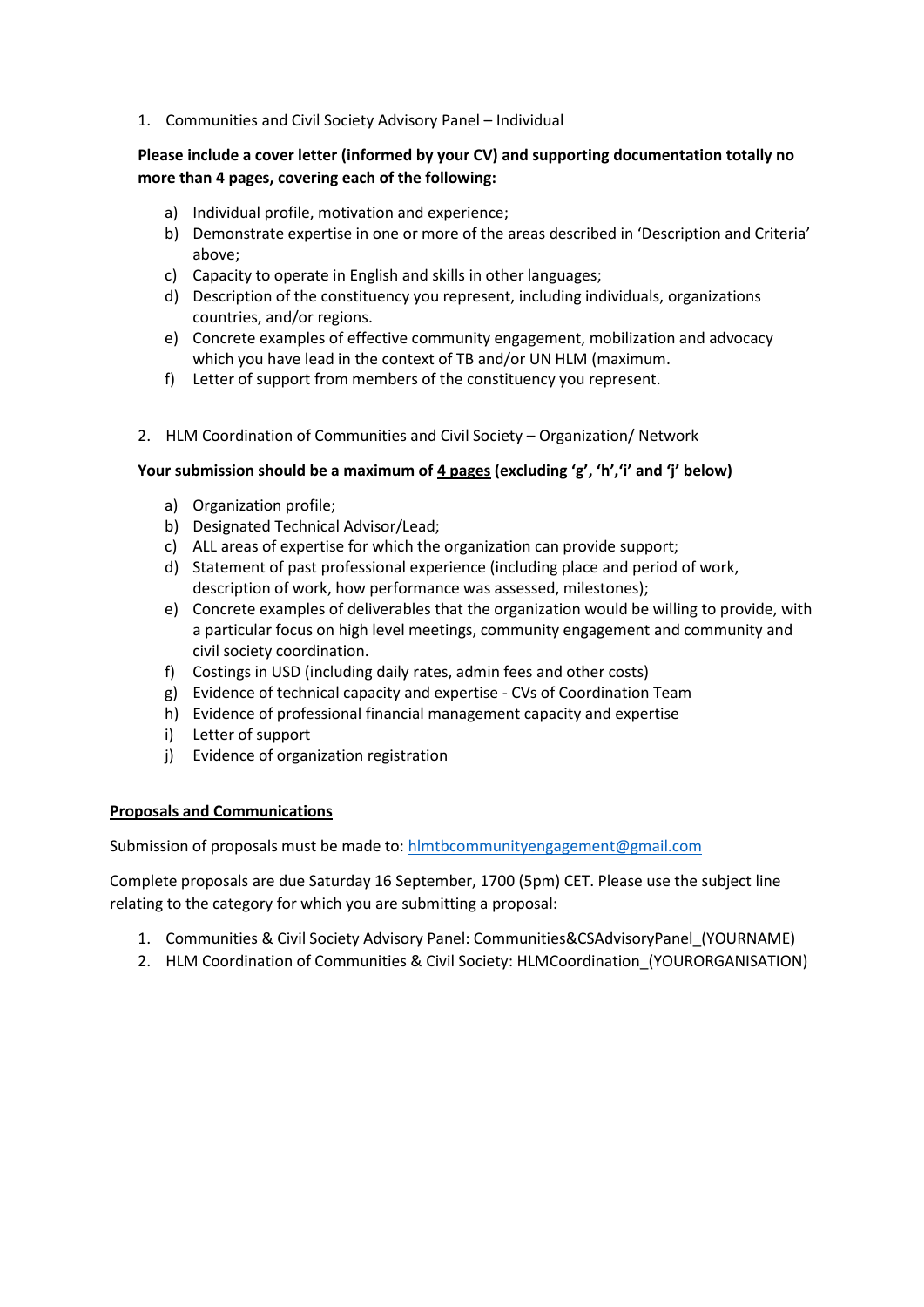1. Communities and Civil Society Advisory Panel – Individual

**Please include a cover letter (informed by your CV) and supporting documentation totally no more than <u>4 pages,</u> covering each of the following:**

a) Individual profile, motivation and experience;
b) Demonstrate expertise in one or more of the areas described in 'Description and Criteria' above;
c) Capacity to operate in English and skills in other languages;
d) Description of the constituency you represent, including individuals, organizations countries, and/or regions.
e) Concrete examples of effective community engagement, mobilization and advocacy which you have lead in the context of TB and/or UN HLM (maximum.
f) Letter of support from members of the constituency you represent.

2. HLM Coordination of Communities and Civil Society – Organization/ Network

**Your submission should be a maximum of <u>4 pages</u> (excluding 'g', 'h','i' and 'j' below)**

a) Organization profile;
b) Designated Technical Advisor/Lead;
c) ALL areas of expertise for which the organization can provide support;
d) Statement of past professional experience (including place and period of work, description of work, how performance was assessed, milestones);
e) Concrete examples of deliverables that the organization would be willing to provide, with a particular focus on high level meetings, community engagement and community and civil society coordination.
f) Costings in USD (including daily rates, admin fees and other costs)
g) Evidence of technical capacity and expertise - CVs of Coordination Team
h) Evidence of professional financial management capacity and expertise
i) Letter of support
j) Evidence of organization registration

**<u>Proposals and Communications</u>**

Submission of proposals must be made to: hlmtbcommunityengagement@gmail.com

Complete proposals are due Saturday 16 September, 1700 (5pm) CET. Please use the subject line relating to the category for which you are submitting a proposal:

1. Communities & Civil Society Advisory Panel: Communities&CSAdvisoryPanel_(YOURNAME)
2. HLM Coordination of Communities & Civil Society: HLMCoordination_(YOURORGANISATION)